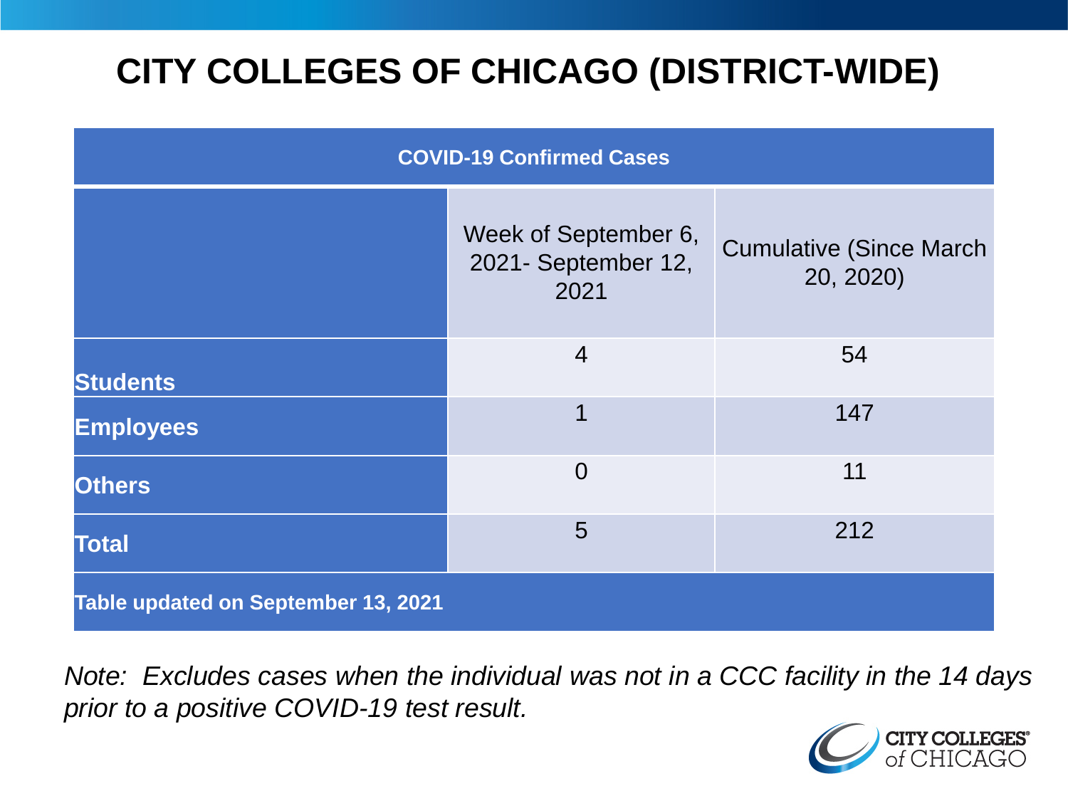# CITY COLLEGES OF CHICAGO (DISTRICT-WIDE)

| COVID-19 Confirmed Cases | | |
|---|---|---|
| | Week of September 6, 2021- September 12, 2021 | Cumulative (Since March 20, 2020) |
| **Students** | 4 | 54 |
| **Employees** | 1 | 147 |
| **Others** | 0 | 11 |
| **Total** | 5 | 212 |
| **Table updated on September 13, 2021** | | |

*Note: Excludes cases when the individual was not in a CCC facility in the 14 days prior to a positive COVID-19 test result.*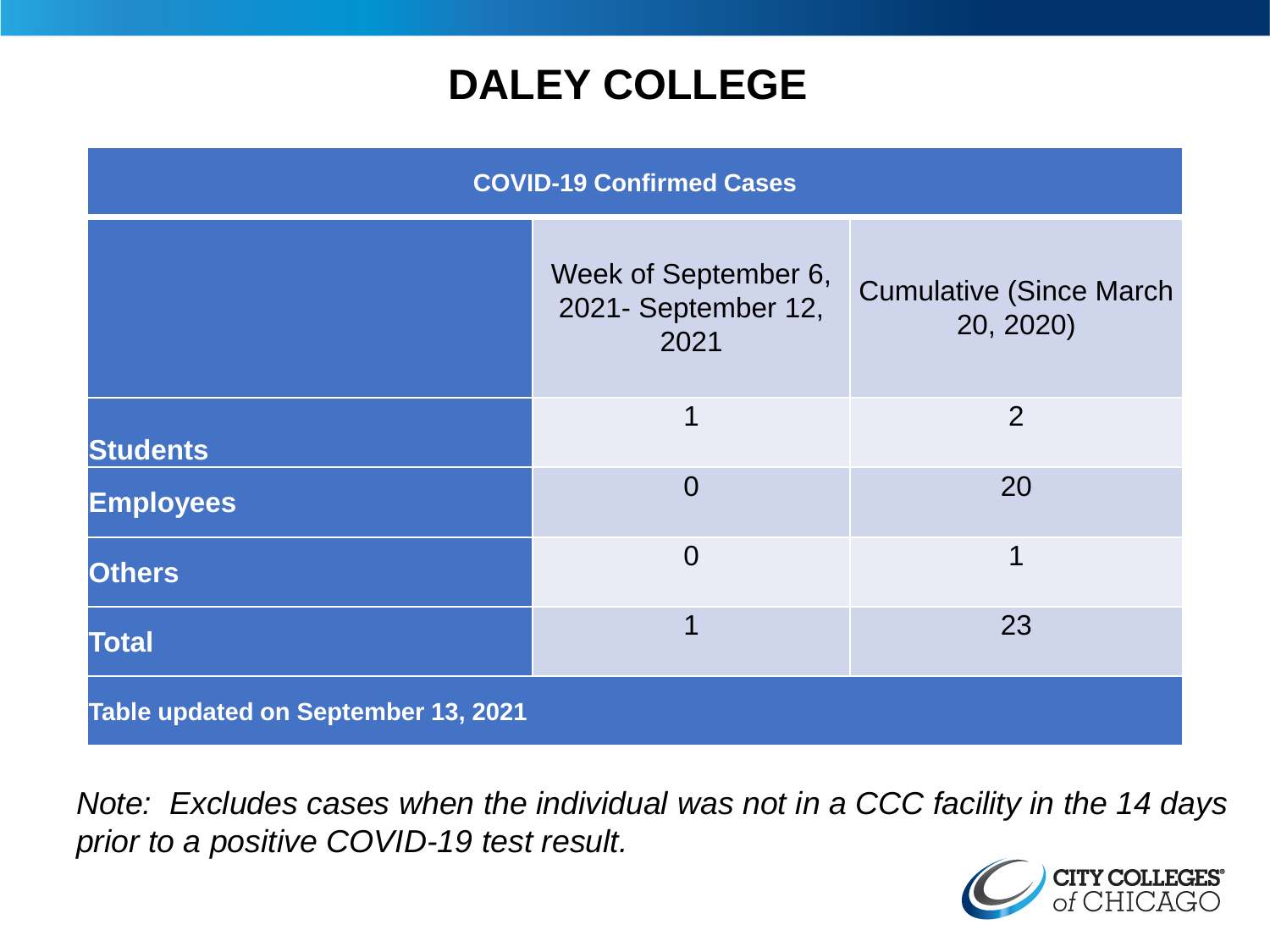# DALEY COLLEGE

| COVID-19 Confirmed Cases | | |
|---|---|---|
| | Week of September 6, 2021- September 12, 2021 | Cumulative (Since March 20, 2020) |
| **Students** | 1 | 2 |
| **Employees** | 0 | 20 |
| **Others** | 0 | 1 |
| **Total** | 1 | 23 |
| **Table updated on September 13, 2021** | | |

*Note: Excludes cases when the individual was not in a CCC facility in the 14 days prior to a positive COVID-19 test result.*

CITY COLLEGES of CHICAGO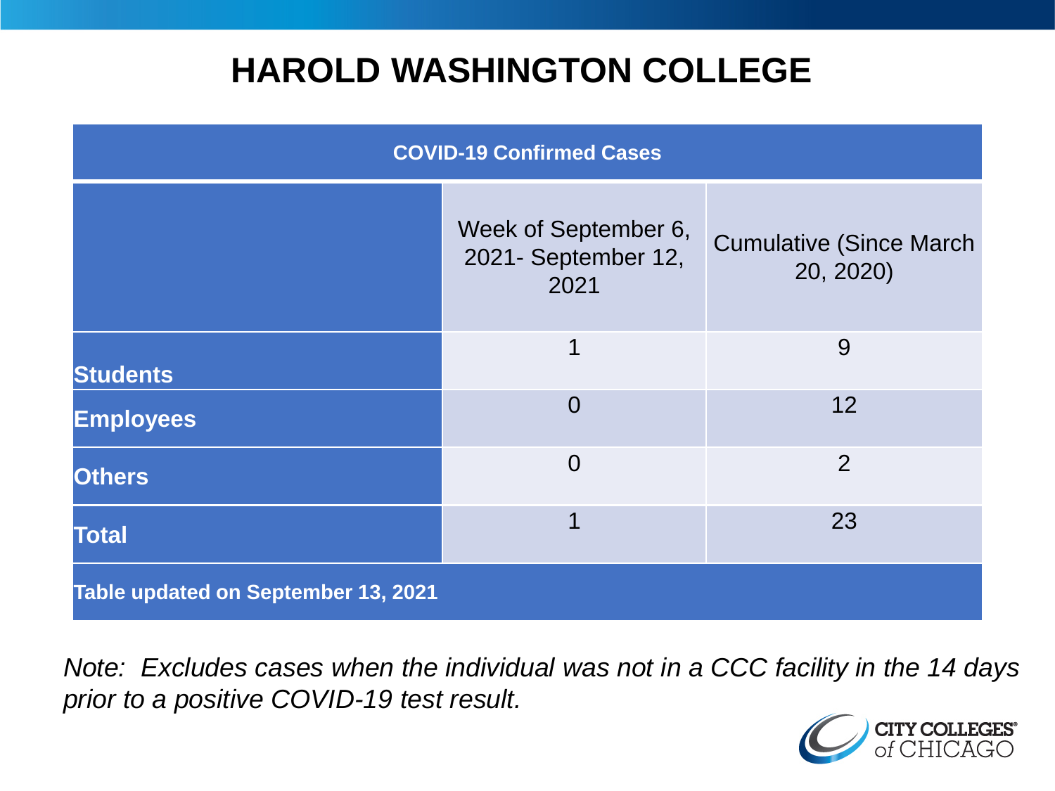# HAROLD WASHINGTON COLLEGE

| COVID-19 Confirmed Cases | | |
|---|---|---|
| | Week of September 6, 2021- September 12, 2021 | Cumulative (Since March 20, 2020) |
| **Students** | 1 | 9 |
| **Employees** | 0 | 12 |
| **Others** | 0 | 2 |
| **Total** | 1 | 23 |
| **Table updated on September 13, 2021** | | |

*Note: Excludes cases when the individual was not in a CCC facility in the 14 days prior to a positive COVID-19 test result.*

CITY COLLEGES of CHICAGO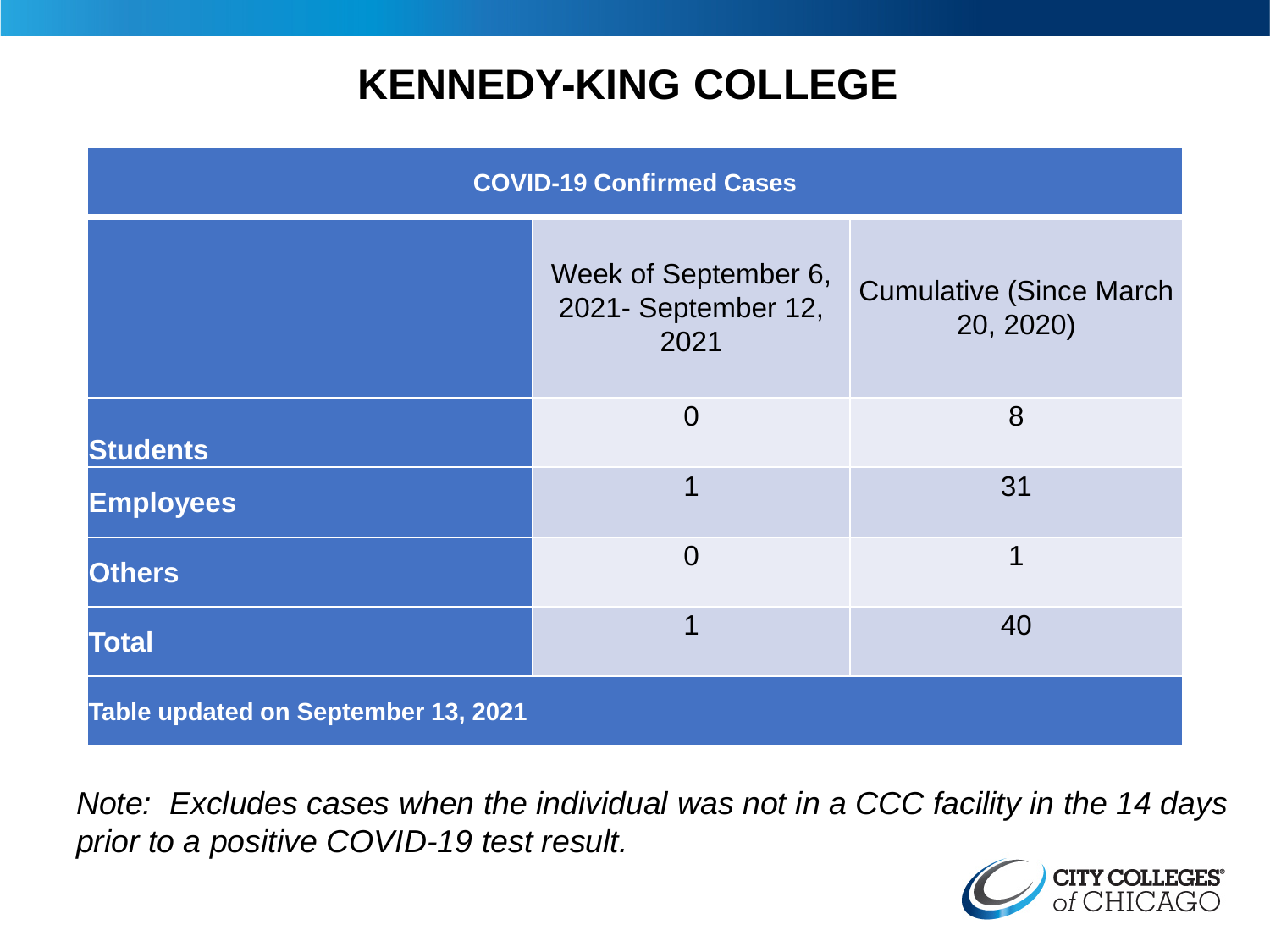# KENNEDY-KING COLLEGE

| COVID-19 Confirmed Cases | | |
|---|---|---|
| | Week of September 6, 2021- September 12, 2021 | Cumulative (Since March 20, 2020) |
| **Students** | 0 | 8 |
| **Employees** | 1 | 31 |
| **Others** | 0 | 1 |
| **Total** | 1 | 40 |
| **Table updated on September 13, 2021** | | |

*Note: Excludes cases when the individual was not in a CCC facility in the 14 days prior to a positive COVID-19 test result.*

CITY COLLEGES of CHICAGO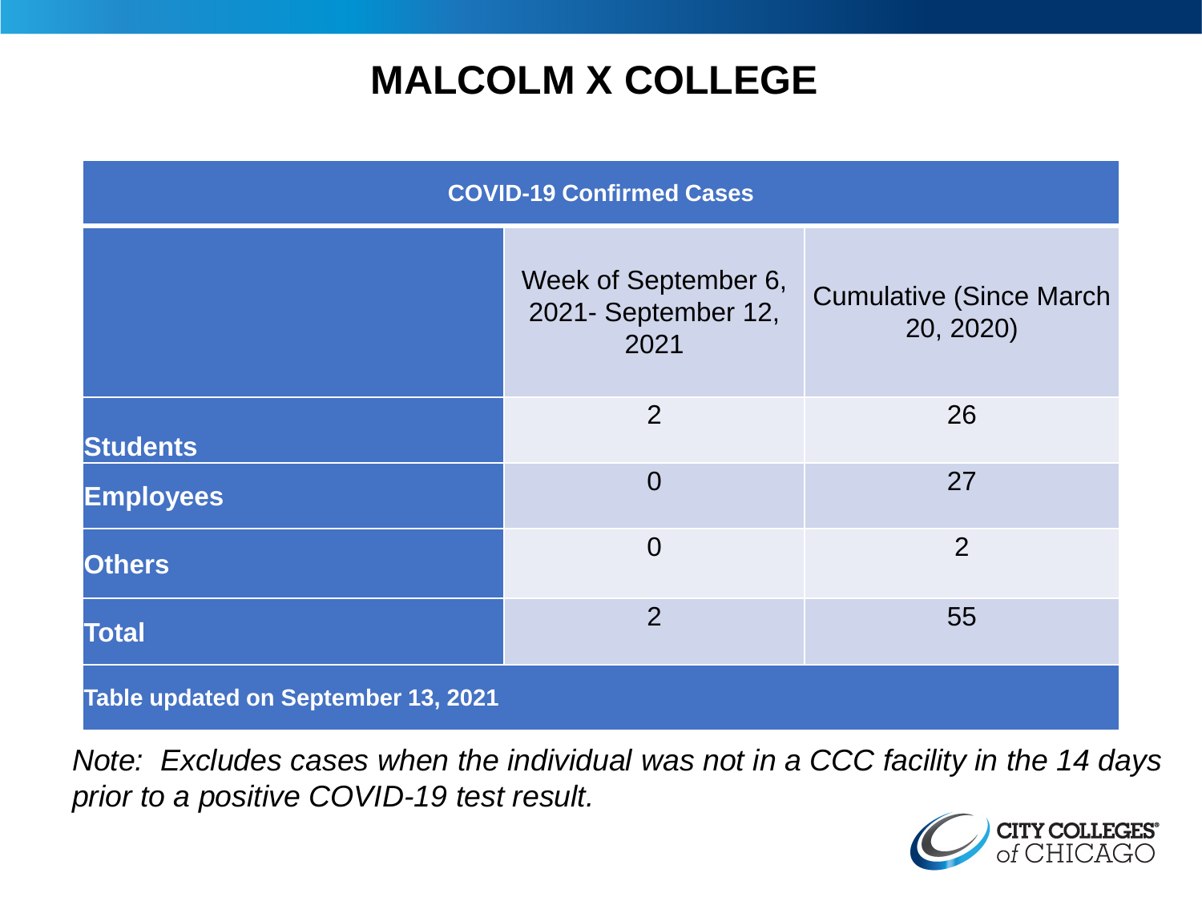# MALCOLM X COLLEGE

| COVID-19 Confirmed Cases | | |
|---|---|---|
| | Week of September 6, 2021- September 12, 2021 | Cumulative (Since March 20, 2020) |
| **Students** | 2 | 26 |
| **Employees** | 0 | 27 |
| **Others** | 0 | 2 |
| **Total** | 2 | 55 |
| **Table updated on September 13, 2021** | | |

*Note: Excludes cases when the individual was not in a CCC facility in the 14 days prior to a positive COVID-19 test result.*

CITY COLLEGES of CHICAGO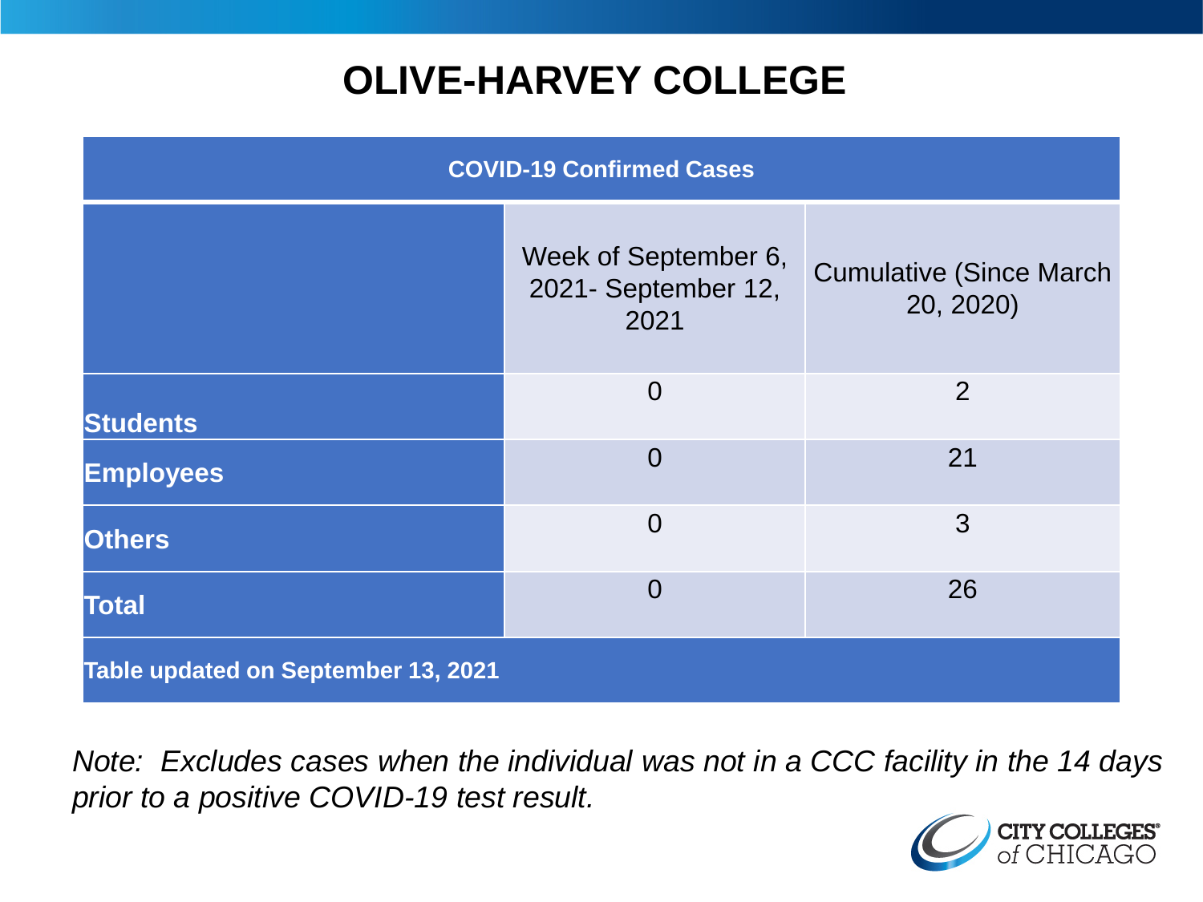# OLIVE-HARVEY COLLEGE

| COVID-19 Confirmed Cases | | |
|---|---|---|
| | Week of September 6, 2021- September 12, 2021 | Cumulative (Since March 20, 2020) |
| **Students** | 0 | 2 |
| **Employees** | 0 | 21 |
| **Others** | 0 | 3 |
| **Total** | 0 | 26 |
| **Table updated on September 13, 2021** | | |

*Note: Excludes cases when the individual was not in a CCC facility in the 14 days prior to a positive COVID-19 test result.*

CITY COLLEGES of CHICAGO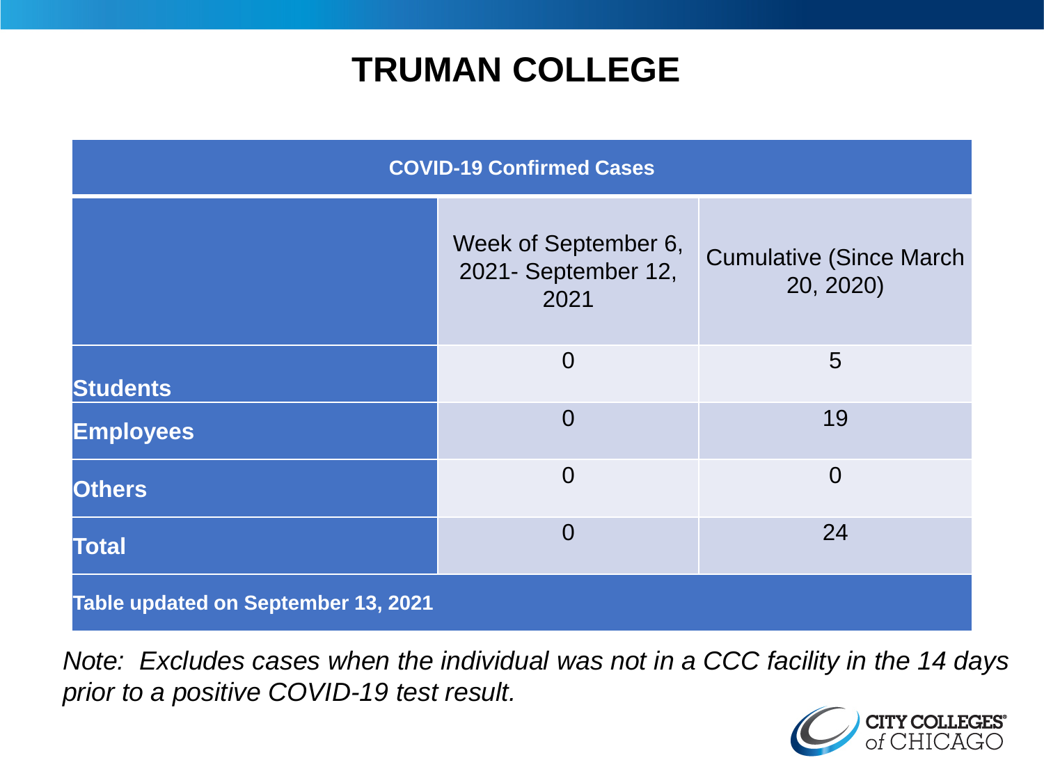# TRUMAN COLLEGE

| COVID-19 Confirmed Cases | | |
|---|---|---|
| | Week of September 6, 2021- September 12, 2021 | Cumulative (Since March 20, 2020) |
| **Students** | 0 | 5 |
| **Employees** | 0 | 19 |
| **Others** | 0 | 0 |
| **Total** | 0 | 24 |
| **Table updated on September 13, 2021** | | |

*Note: Excludes cases when the individual was not in a CCC facility in the 14 days prior to a positive COVID-19 test result.*

CITY COLLEGES of CHICAGO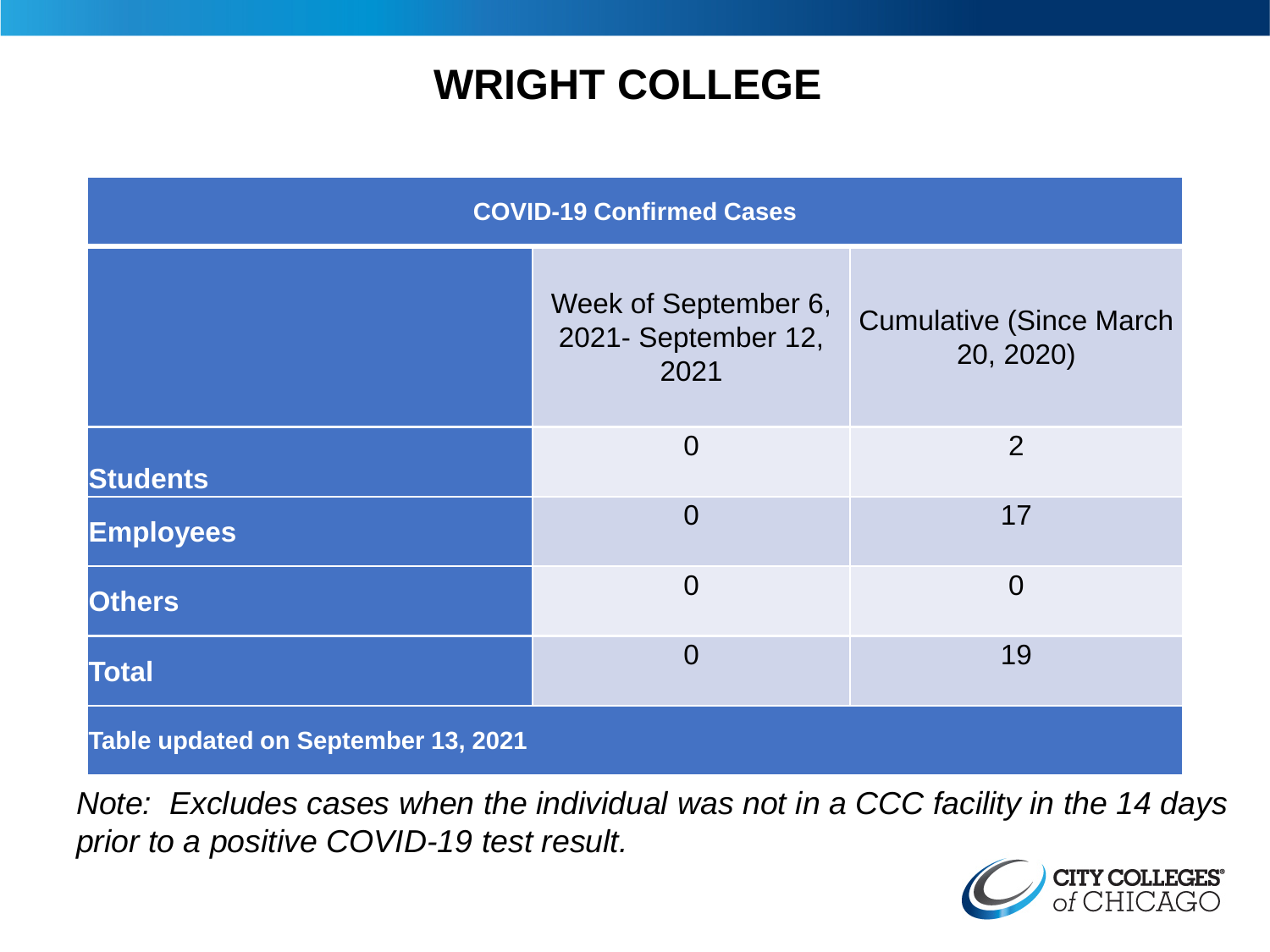# WRIGHT COLLEGE

| COVID-19 Confirmed Cases | | |
|---|---|---|
| | Week of September 6, 2021- September 12, 2021 | Cumulative (Since March 20, 2020) |
| **Students** | 0 | 2 |
| **Employees** | 0 | 17 |
| **Others** | 0 | 0 |
| **Total** | 0 | 19 |
| **Table updated on September 13, 2021** | | |

*Note: Excludes cases when the individual was not in a CCC facility in the 14 days prior to a positive COVID-19 test result.*

CITY COLLEGES of CHICAGO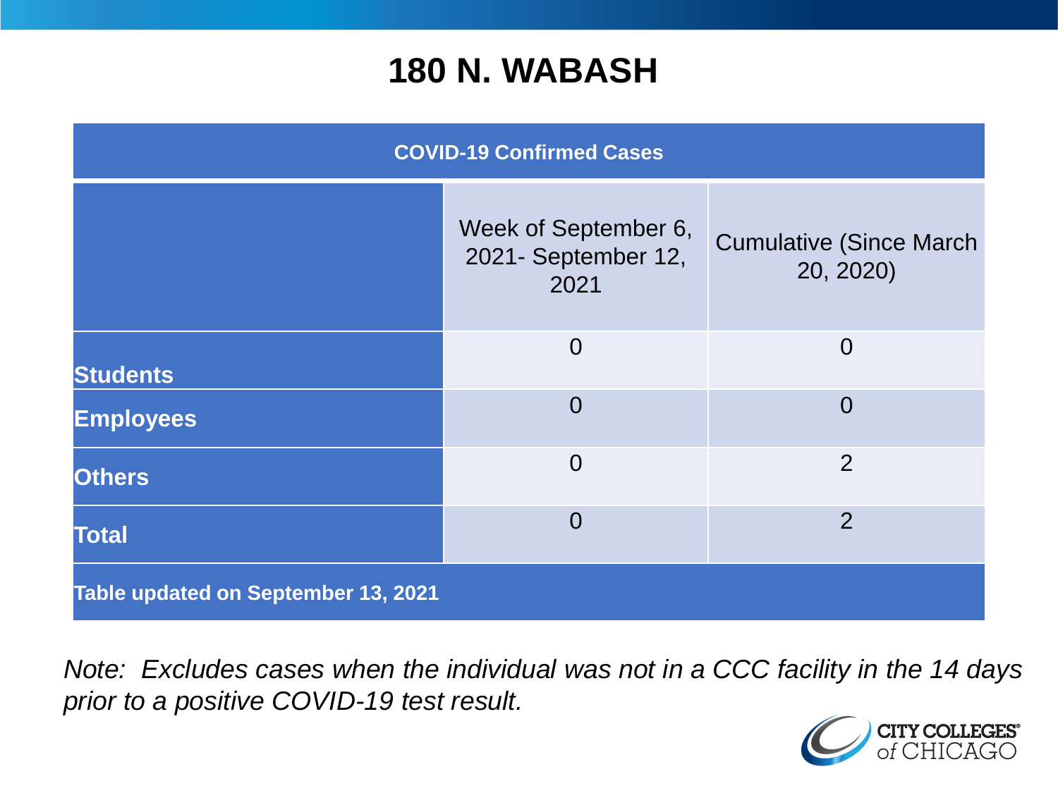# 180 N. WABASH

| COVID-19 Confirmed Cases | | |
|---|---|---|
| | Week of September 6, 2021- September 12, 2021 | Cumulative (Since March 20, 2020) |
| **Students** | 0 | 0 |
| **Employees** | 0 | 0 |
| **Others** | 0 | 2 |
| **Total** | 0 | 2 |
| **Table updated on September 13, 2021** | | |

*Note: Excludes cases when the individual was not in a CCC facility in the 14 days prior to a positive COVID-19 test result.*

CITY COLLEGES of CHICAGO